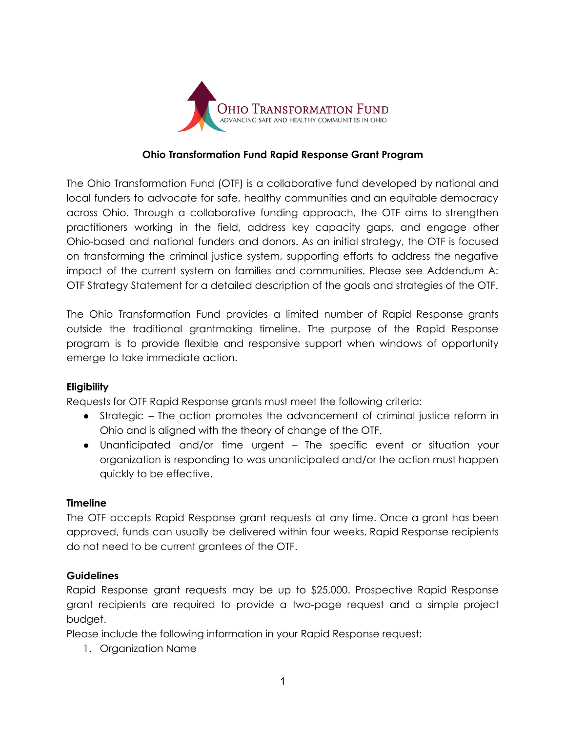Ohio Transformation Fund
ADVANCING SAFE AND HEALTHY COMMUNITIES IN OHIO

# Ohio Transformation Fund Rapid Response Grant Program

The Ohio Transformation Fund (OTF) is a collaborative fund developed by national and local funders to advocate for safe, healthy communities and an equitable democracy across Ohio. Through a collaborative funding approach, the OTF aims to strengthen practitioners working in the field, address key capacity gaps, and engage other Ohio-based and national funders and donors. As an initial strategy, the OTF is focused on transforming the criminal justice system, supporting efforts to address the negative impact of the current system on families and communities. Please see Addendum A: OTF Strategy Statement for a detailed description of the goals and strategies of the OTF.

The Ohio Transformation Fund provides a limited number of Rapid Response grants outside the traditional grantmaking timeline. The purpose of the Rapid Response program is to provide flexible and responsive support when windows of opportunity emerge to take immediate action.

## Eligibility

Requests for OTF Rapid Response grants must meet the following criteria:

- Strategic – The action promotes the advancement of criminal justice reform in Ohio and is aligned with the theory of change of the OTF.
- Unanticipated and/or time urgent – The specific event or situation your organization is responding to was unanticipated and/or the action must happen quickly to be effective.

## Timeline

The OTF accepts Rapid Response grant requests at any time. Once a grant has been approved, funds can usually be delivered within four weeks. Rapid Response recipients do not need to be current grantees of the OTF.

## Guidelines

Rapid Response grant requests may be up to $25,000. Prospective Rapid Response grant recipients are required to provide a two-page request and a simple project budget.

Please include the following information in your Rapid Response request:

1. Organization Name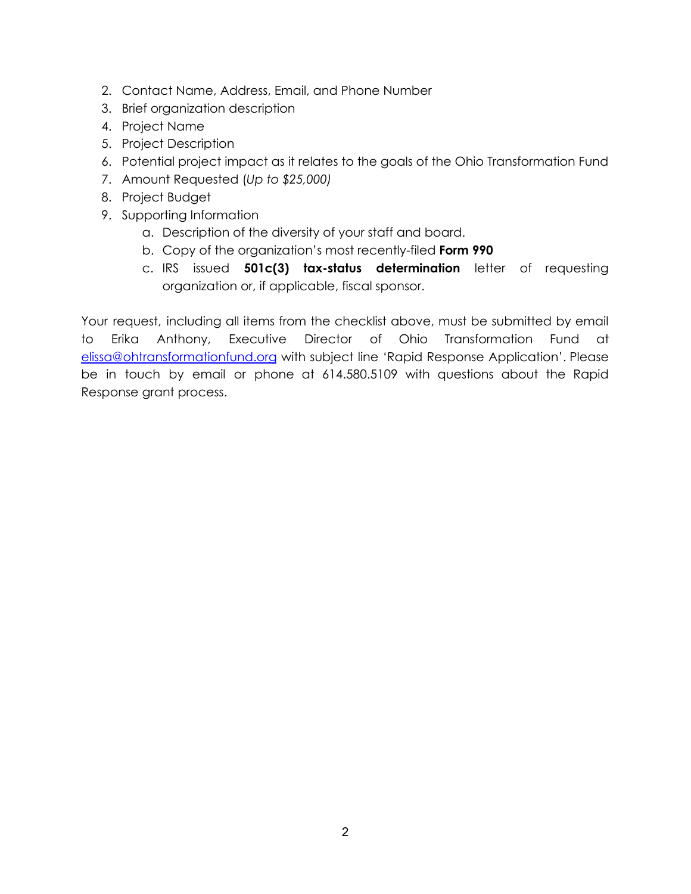2. Contact Name, Address, Email, and Phone Number
3. Brief organization description
4. Project Name
5. Project Description
6. Potential project impact as it relates to the goals of the Ohio Transformation Fund
7. Amount Requested (*Up to $25,000)*
8. Project Budget
9. Supporting Information
   a. Description of the diversity of your staff and board.
   b. Copy of the organization's most recently-filed **Form 990**
   c. IRS issued **501c(3) tax-status determination** letter of requesting organization or, if applicable, fiscal sponsor.

Your request, including all items from the checklist above, must be submitted by email to Erika Anthony, Executive Director of Ohio Transformation Fund at elissa@ohtransformationfund.org with subject line 'Rapid Response Application'. Please be in touch by email or phone at 614.580.5109 with questions about the Rapid Response grant process.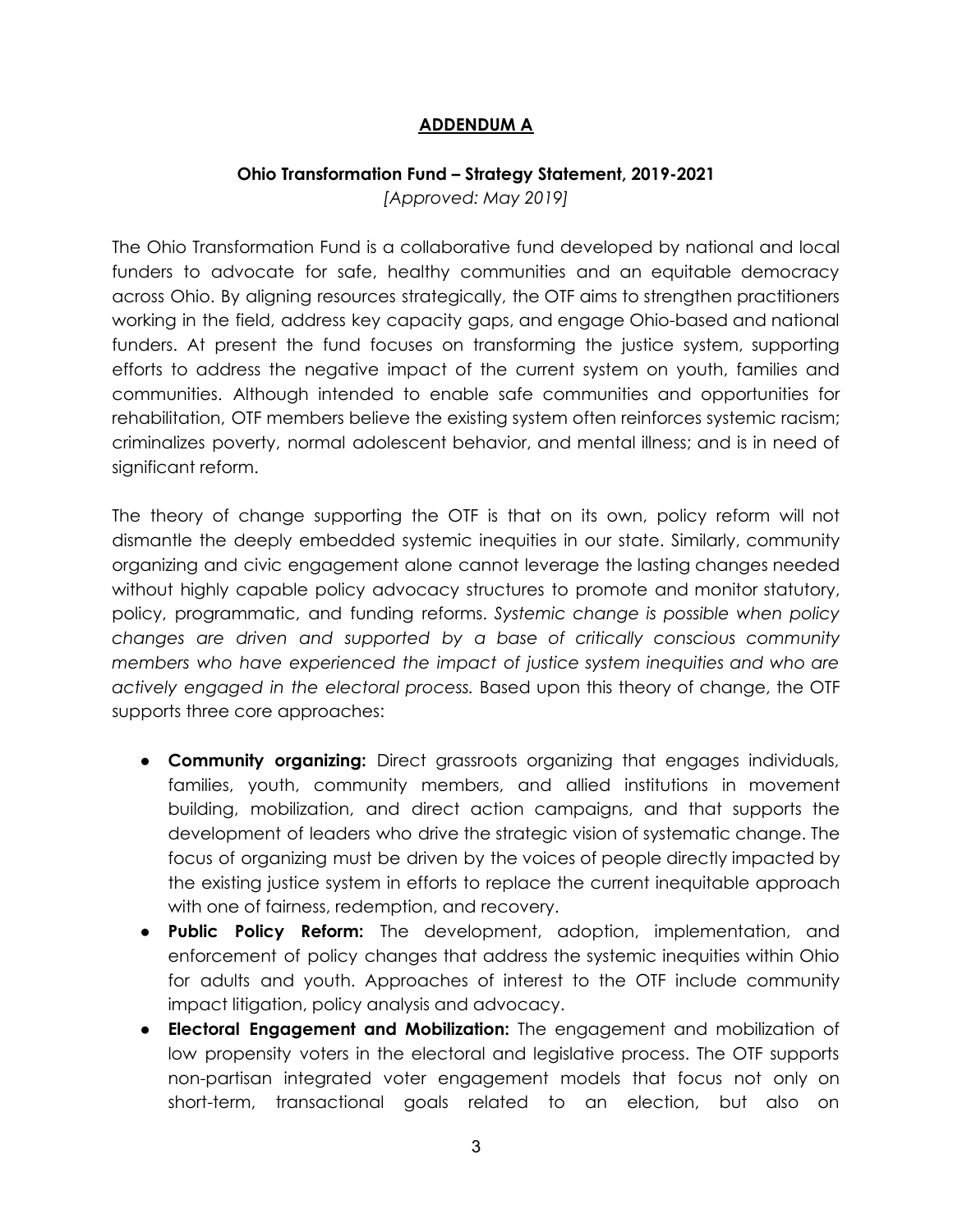## ADDENDUM A

### Ohio Transformation Fund – Strategy Statement, 2019-2021

*[Approved: May 2019]*

The Ohio Transformation Fund is a collaborative fund developed by national and local funders to advocate for safe, healthy communities and an equitable democracy across Ohio. By aligning resources strategically, the OTF aims to strengthen practitioners working in the field, address key capacity gaps, and engage Ohio-based and national funders. At present the fund focuses on transforming the justice system, supporting efforts to address the negative impact of the current system on youth, families and communities. Although intended to enable safe communities and opportunities for rehabilitation, OTF members believe the existing system often reinforces systemic racism; criminalizes poverty, normal adolescent behavior, and mental illness; and is in need of significant reform.

The theory of change supporting the OTF is that on its own, policy reform will not dismantle the deeply embedded systemic inequities in our state. Similarly, community organizing and civic engagement alone cannot leverage the lasting changes needed without highly capable policy advocacy structures to promote and monitor statutory, policy, programmatic, and funding reforms. *Systemic change is possible when policy changes are driven and supported by a base of critically conscious community members who have experienced the impact of justice system inequities and who are actively engaged in the electoral process.* Based upon this theory of change, the OTF supports three core approaches:

- **Community organizing:** Direct grassroots organizing that engages individuals, families, youth, community members, and allied institutions in movement building, mobilization, and direct action campaigns, and that supports the development of leaders who drive the strategic vision of systematic change. The focus of organizing must be driven by the voices of people directly impacted by the existing justice system in efforts to replace the current inequitable approach with one of fairness, redemption, and recovery.
- **Public Policy Reform:** The development, adoption, implementation, and enforcement of policy changes that address the systemic inequities within Ohio for adults and youth. Approaches of interest to the OTF include community impact litigation, policy analysis and advocacy.
- **Electoral Engagement and Mobilization:** The engagement and mobilization of low propensity voters in the electoral and legislative process. The OTF supports non-partisan integrated voter engagement models that focus not only on short-term, transactional goals related to an election, but also on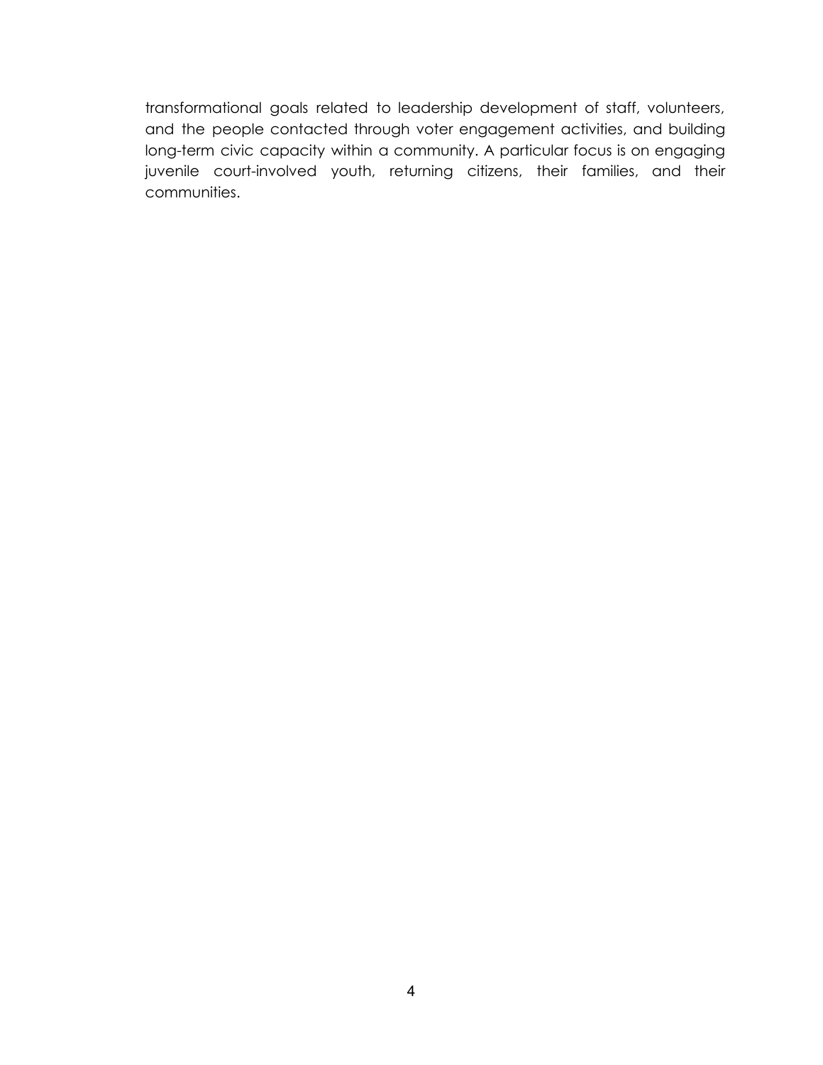transformational goals related to leadership development of staff, volunteers, and the people contacted through voter engagement activities, and building long-term civic capacity within a community. A particular focus is on engaging juvenile court-involved youth, returning citizens, their families, and their communities.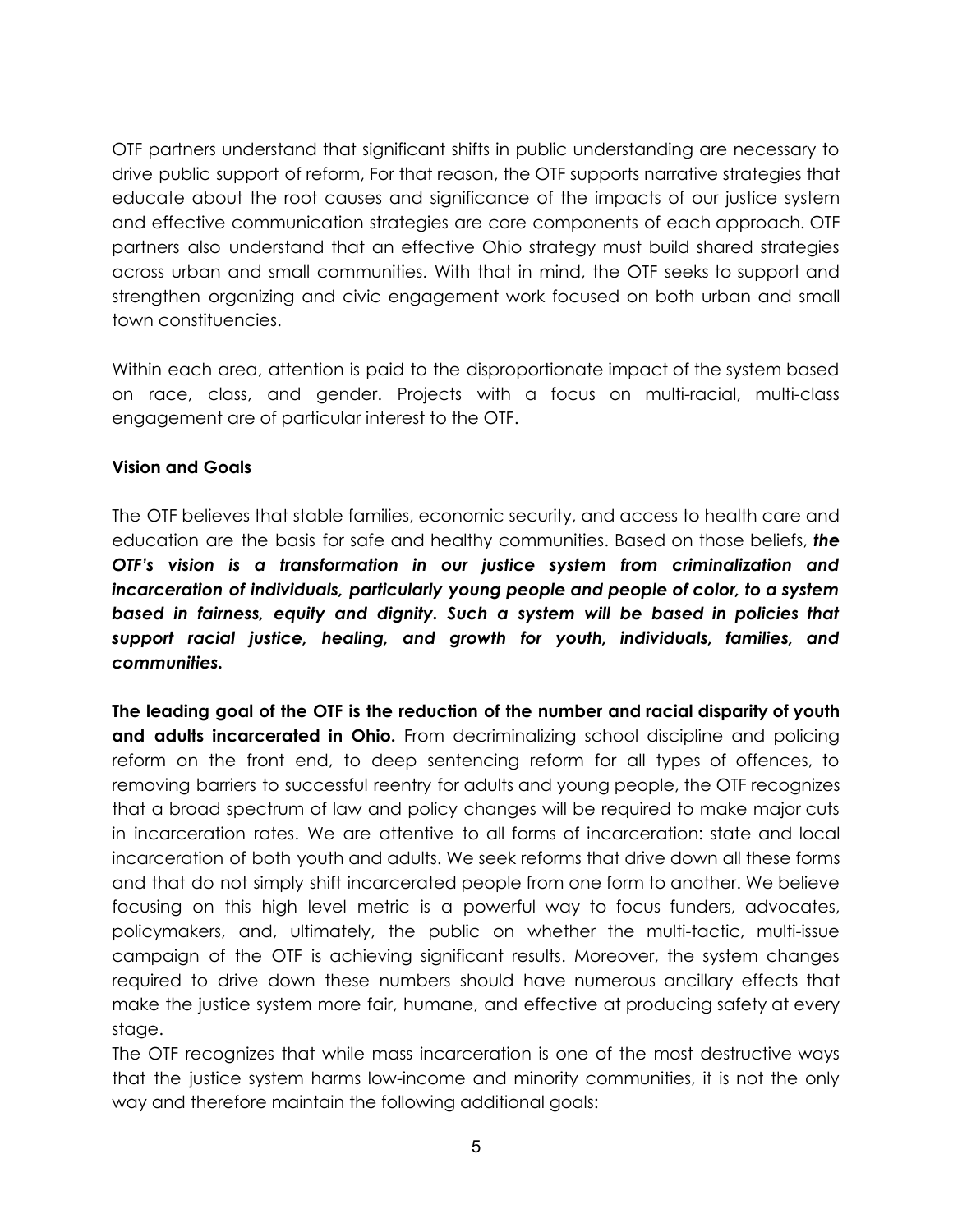OTF partners understand that significant shifts in public understanding are necessary to drive public support of reform, For that reason, the OTF supports narrative strategies that educate about the root causes and significance of the impacts of our justice system and effective communication strategies are core components of each approach. OTF partners also understand that an effective Ohio strategy must build shared strategies across urban and small communities. With that in mind, the OTF seeks to support and strengthen organizing and civic engagement work focused on both urban and small town constituencies.

Within each area, attention is paid to the disproportionate impact of the system based on race, class, and gender. Projects with a focus on multi-racial, multi-class engagement are of particular interest to the OTF.

**Vision and Goals**

The OTF believes that stable families, economic security, and access to health care and education are the basis for safe and healthy communities. Based on those beliefs, ***the OTF's vision is a transformation in our justice system from criminalization and incarceration of individuals, particularly young people and people of color, to a system based in fairness, equity and dignity. Such a system will be based in policies that support racial justice, healing, and growth for youth, individuals, families, and communities.***

**The leading goal of the OTF is the reduction of the number and racial disparity of youth and adults incarcerated in Ohio.** From decriminalizing school discipline and policing reform on the front end, to deep sentencing reform for all types of offences, to removing barriers to successful reentry for adults and young people, the OTF recognizes that a broad spectrum of law and policy changes will be required to make major cuts in incarceration rates. We are attentive to all forms of incarceration: state and local incarceration of both youth and adults. We seek reforms that drive down all these forms and that do not simply shift incarcerated people from one form to another. We believe focusing on this high level metric is a powerful way to focus funders, advocates, policymakers, and, ultimately, the public on whether the multi-tactic, multi-issue campaign of the OTF is achieving significant results. Moreover, the system changes required to drive down these numbers should have numerous ancillary effects that make the justice system more fair, humane, and effective at producing safety at every stage.

The OTF recognizes that while mass incarceration is one of the most destructive ways that the justice system harms low-income and minority communities, it is not the only way and therefore maintain the following additional goals: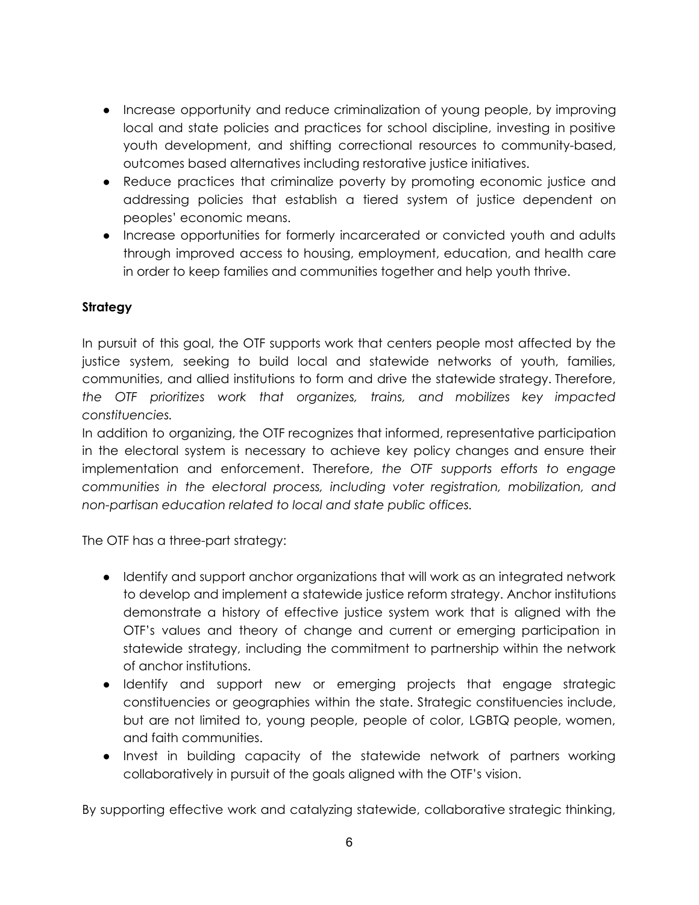- Increase opportunity and reduce criminalization of young people, by improving local and state policies and practices for school discipline, investing in positive youth development, and shifting correctional resources to community-based, outcomes based alternatives including restorative justice initiatives.
- Reduce practices that criminalize poverty by promoting economic justice and addressing policies that establish a tiered system of justice dependent on peoples' economic means.
- Increase opportunities for formerly incarcerated or convicted youth and adults through improved access to housing, employment, education, and health care in order to keep families and communities together and help youth thrive.

**Strategy**

In pursuit of this goal, the OTF supports work that centers people most affected by the justice system, seeking to build local and statewide networks of youth, families, communities, and allied institutions to form and drive the statewide strategy. Therefore, *the OTF prioritizes work that organizes, trains, and mobilizes key impacted constituencies.*

In addition to organizing, the OTF recognizes that informed, representative participation in the electoral system is necessary to achieve key policy changes and ensure their implementation and enforcement. Therefore, *the OTF supports efforts to engage communities in the electoral process, including voter registration, mobilization, and non-partisan education related to local and state public offices.*

The OTF has a three-part strategy:

- Identify and support anchor organizations that will work as an integrated network to develop and implement a statewide justice reform strategy. Anchor institutions demonstrate a history of effective justice system work that is aligned with the OTF's values and theory of change and current or emerging participation in statewide strategy, including the commitment to partnership within the network of anchor institutions.
- Identify and support new or emerging projects that engage strategic constituencies or geographies within the state. Strategic constituencies include, but are not limited to, young people, people of color, LGBTQ people, women, and faith communities.
- Invest in building capacity of the statewide network of partners working collaboratively in pursuit of the goals aligned with the OTF's vision.

By supporting effective work and catalyzing statewide, collaborative strategic thinking,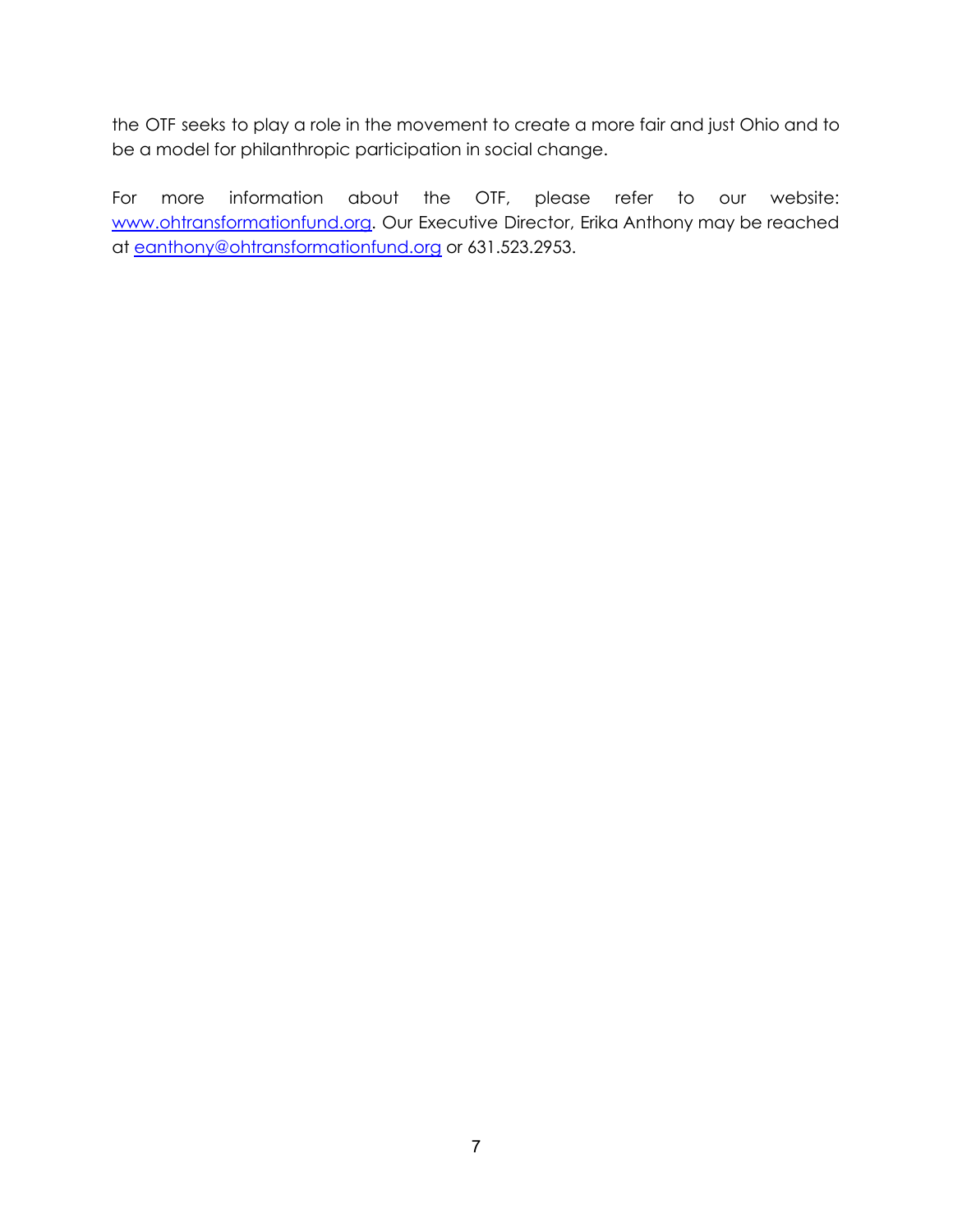the OTF seeks to play a role in the movement to create a more fair and just Ohio and to be a model for philanthropic participation in social change.

For more information about the OTF, please refer to our website: [www.ohtransformationfund.org](http://www.ohtransformationfund.org). Our Executive Director, Erika Anthony may be reached at [eanthony@ohtransformationfund.org](mailto:eanthony@ohtransformationfund.org) or 631.523.2953.